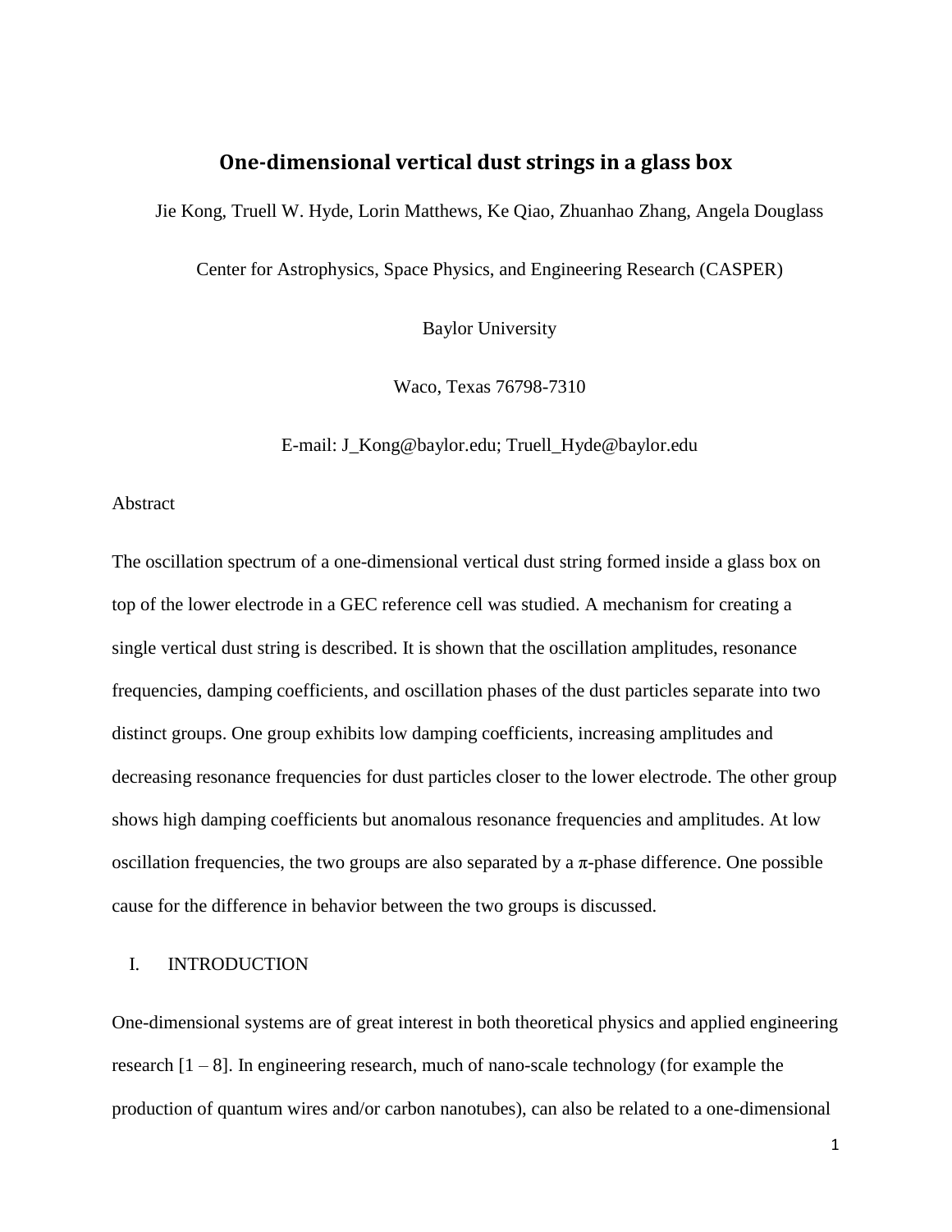# One-dimensional vertical dust strings in a glass box

Jie Kong, Truell W. Hyde, Lorin Matthews, Ke Qiao, Zhuanhao Zhang, Angela Douglass

Center for Astrophysics, Space Physics, and Engineering Research (CASPER)

Baylor University

Waco, Texas 76798-7310

E-mail: J_Kong@baylor.edu; Truell_Hyde@baylor.edu

Abstract

The oscillation spectrum of a one-dimensional vertical dust string formed inside a glass box on top of the lower electrode in a GEC reference cell was studied. A mechanism for creating a single vertical dust string is described. It is shown that the oscillation amplitudes, resonance frequencies, damping coefficients, and oscillation phases of the dust particles separate into two distinct groups. One group exhibits low damping coefficients, increasing amplitudes and decreasing resonance frequencies for dust particles closer to the lower electrode. The other group shows high damping coefficients but anomalous resonance frequencies and amplitudes. At low oscillation frequencies, the two groups are also separated by a π-phase difference. One possible cause for the difference in behavior between the two groups is discussed.

## I. INTRODUCTION

One-dimensional systems are of great interest in both theoretical physics and applied engineering research [1 – 8]. In engineering research, much of nano-scale technology (for example the production of quantum wires and/or carbon nanotubes), can also be related to a one-dimensional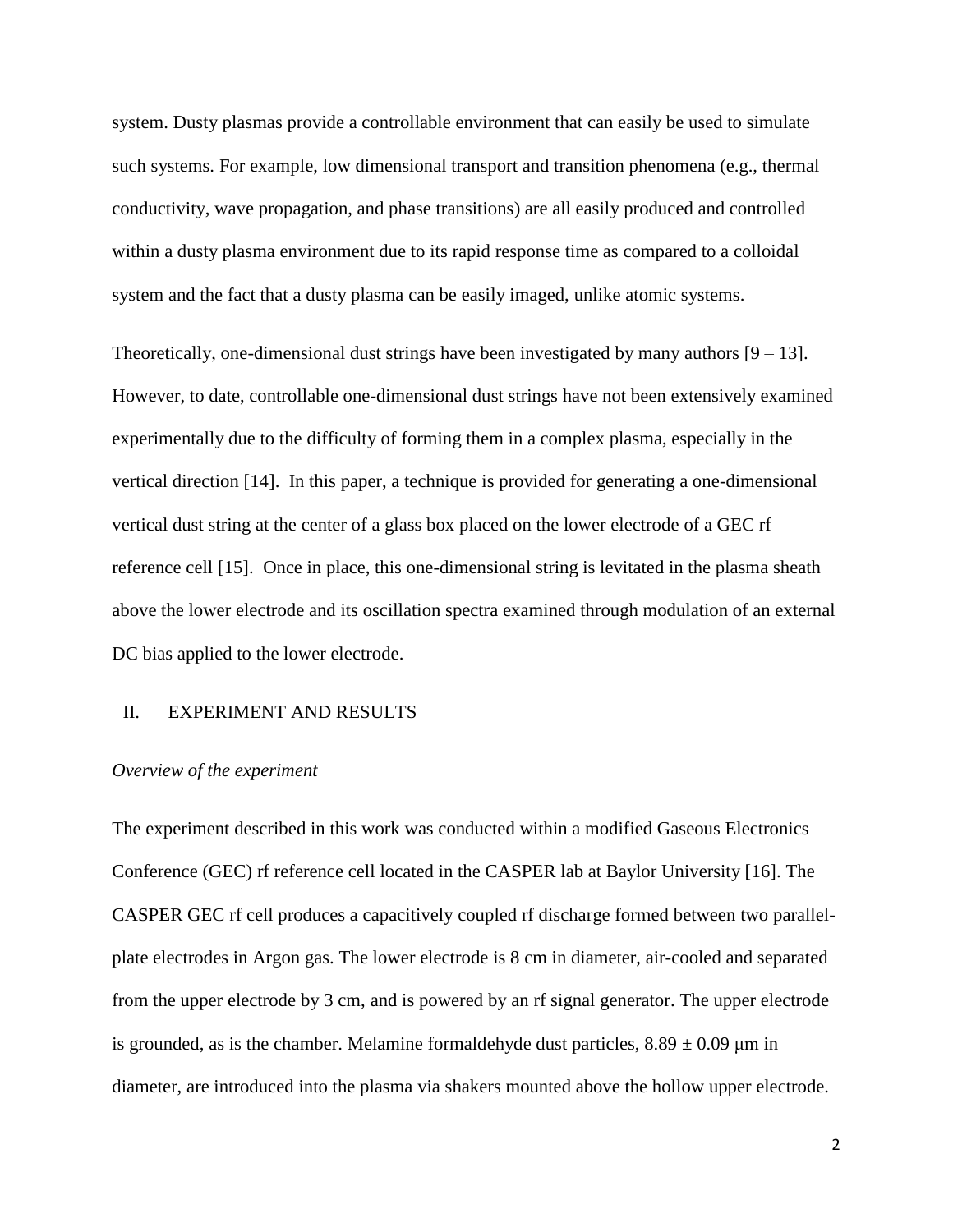system. Dusty plasmas provide a controllable environment that can easily be used to simulate such systems. For example, low dimensional transport and transition phenomena (e.g., thermal conductivity, wave propagation, and phase transitions) are all easily produced and controlled within a dusty plasma environment due to its rapid response time as compared to a colloidal system and the fact that a dusty plasma can be easily imaged, unlike atomic systems.

Theoretically, one-dimensional dust strings have been investigated by many authors [9 – 13]. However, to date, controllable one-dimensional dust strings have not been extensively examined experimentally due to the difficulty of forming them in a complex plasma, especially in the vertical direction [14]. In this paper, a technique is provided for generating a one-dimensional vertical dust string at the center of a glass box placed on the lower electrode of a GEC rf reference cell [15]. Once in place, this one-dimensional string is levitated in the plasma sheath above the lower electrode and its oscillation spectra examined through modulation of an external DC bias applied to the lower electrode.

## II. EXPERIMENT AND RESULTS

### *Overview of the experiment*

The experiment described in this work was conducted within a modified Gaseous Electronics Conference (GEC) rf reference cell located in the CASPER lab at Baylor University [16]. The CASPER GEC rf cell produces a capacitively coupled rf discharge formed between two parallel-plate electrodes in Argon gas. The lower electrode is 8 cm in diameter, air-cooled and separated from the upper electrode by 3 cm, and is powered by an rf signal generator. The upper electrode is grounded, as is the chamber. Melamine formaldehyde dust particles, $8.89 \pm 0.09$ μm in diameter, are introduced into the plasma via shakers mounted above the hollow upper electrode.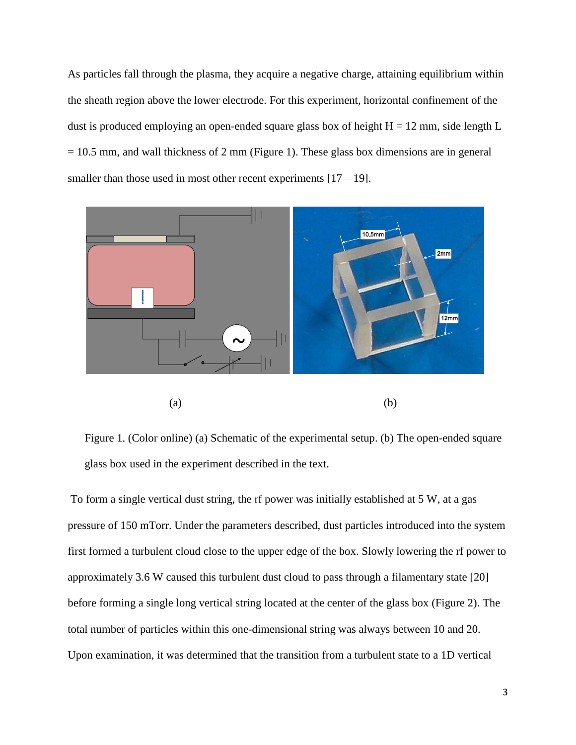As particles fall through the plasma, they acquire a negative charge, attaining equilibrium within the sheath region above the lower electrode. For this experiment, horizontal confinement of the dust is produced employing an open-ended square glass box of height H = 12 mm, side length L = 10.5 mm, and wall thickness of 2 mm (Figure 1). These glass box dimensions are in general smaller than those used in most other recent experiments [17 – 19].

(a) (b)

Figure 1. (Color online) (a) Schematic of the experimental setup. (b) The open-ended square glass box used in the experiment described in the text.

To form a single vertical dust string, the rf power was initially established at 5 W, at a gas pressure of 150 mTorr. Under the parameters described, dust particles introduced into the system first formed a turbulent cloud close to the upper edge of the box. Slowly lowering the rf power to approximately 3.6 W caused this turbulent dust cloud to pass through a filamentary state [20] before forming a single long vertical string located at the center of the glass box (Figure 2). The total number of particles within this one-dimensional string was always between 10 and 20. Upon examination, it was determined that the transition from a turbulent state to a 1D vertical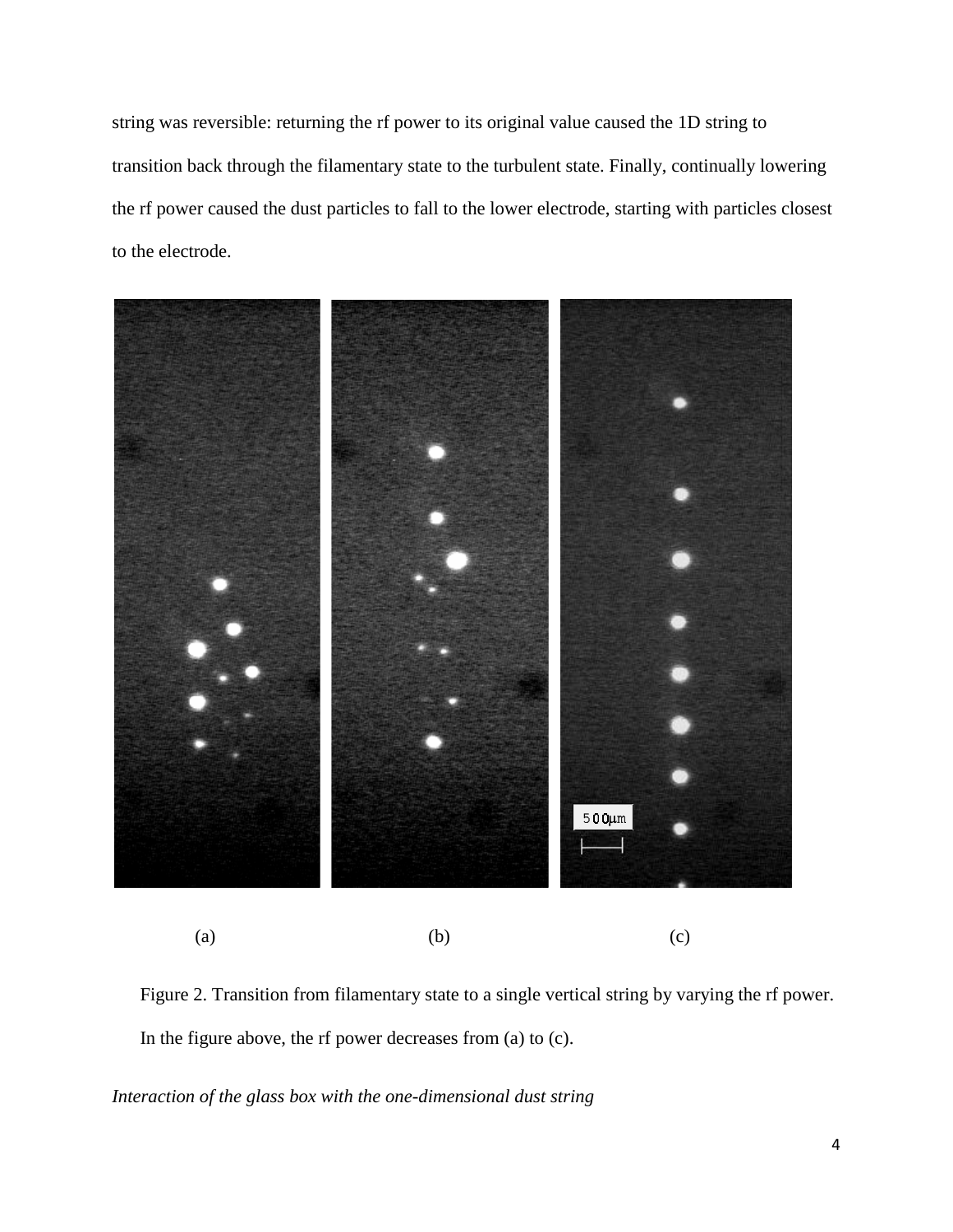string was reversible: returning the rf power to its original value caused the 1D string to transition back through the filamentary state to the turbulent state. Finally, continually lowering the rf power caused the dust particles to fall to the lower electrode, starting with particles closest to the electrode.

(a) (b) (c)

Figure 2. Transition from filamentary state to a single vertical string by varying the rf power. In the figure above, the rf power decreases from (a) to (c).

*Interaction of the glass box with the one-dimensional dust string*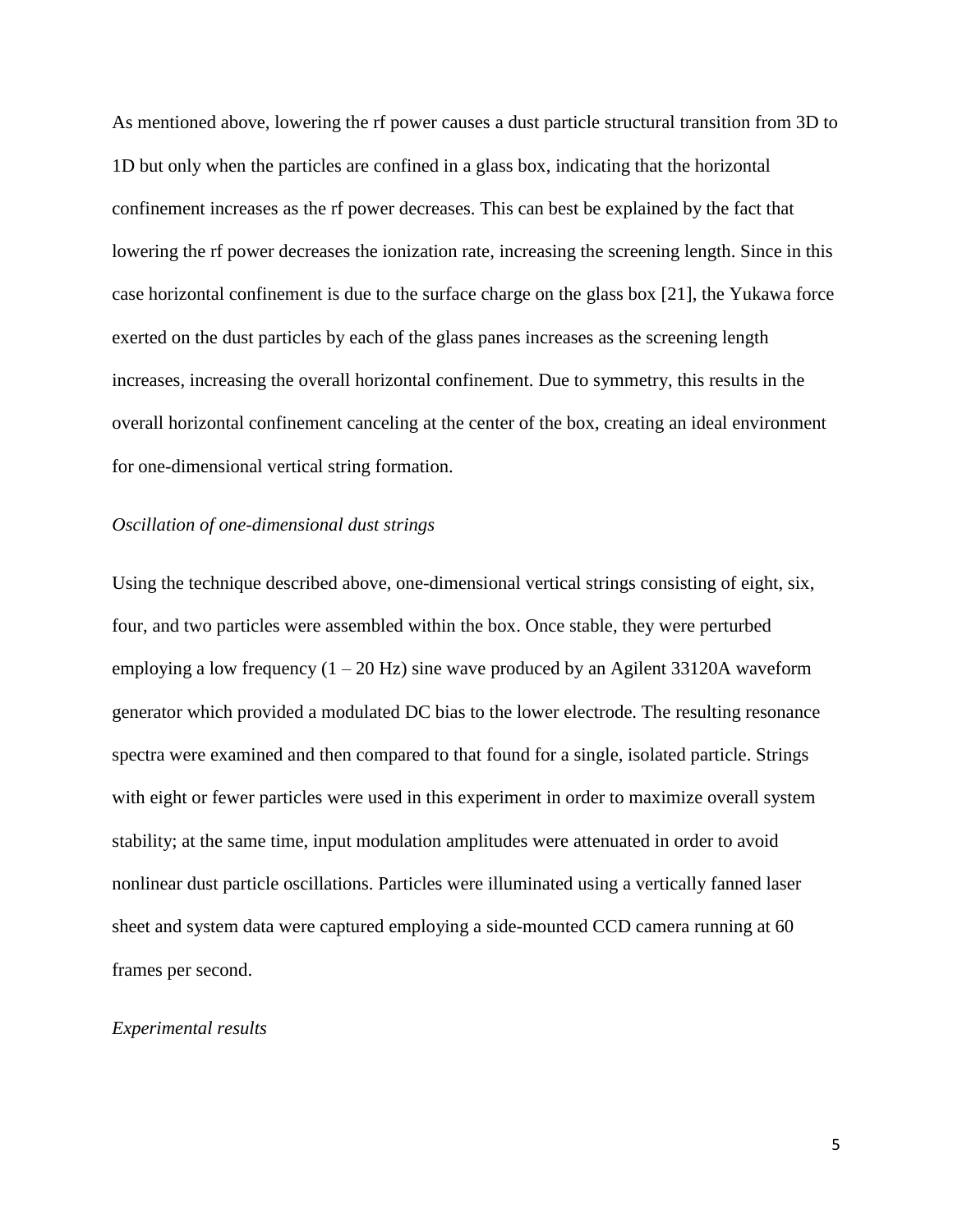As mentioned above, lowering the rf power causes a dust particle structural transition from 3D to 1D but only when the particles are confined in a glass box, indicating that the horizontal confinement increases as the rf power decreases. This can best be explained by the fact that lowering the rf power decreases the ionization rate, increasing the screening length. Since in this case horizontal confinement is due to the surface charge on the glass box [21], the Yukawa force exerted on the dust particles by each of the glass panes increases as the screening length increases, increasing the overall horizontal confinement. Due to symmetry, this results in the overall horizontal confinement canceling at the center of the box, creating an ideal environment for one-dimensional vertical string formation.

*Oscillation of one-dimensional dust strings*

Using the technique described above, one-dimensional vertical strings consisting of eight, six, four, and two particles were assembled within the box. Once stable, they were perturbed employing a low frequency (1 – 20 Hz) sine wave produced by an Agilent 33120A waveform generator which provided a modulated DC bias to the lower electrode. The resulting resonance spectra were examined and then compared to that found for a single, isolated particle. Strings with eight or fewer particles were used in this experiment in order to maximize overall system stability; at the same time, input modulation amplitudes were attenuated in order to avoid nonlinear dust particle oscillations. Particles were illuminated using a vertically fanned laser sheet and system data were captured employing a side-mounted CCD camera running at 60 frames per second.

*Experimental results*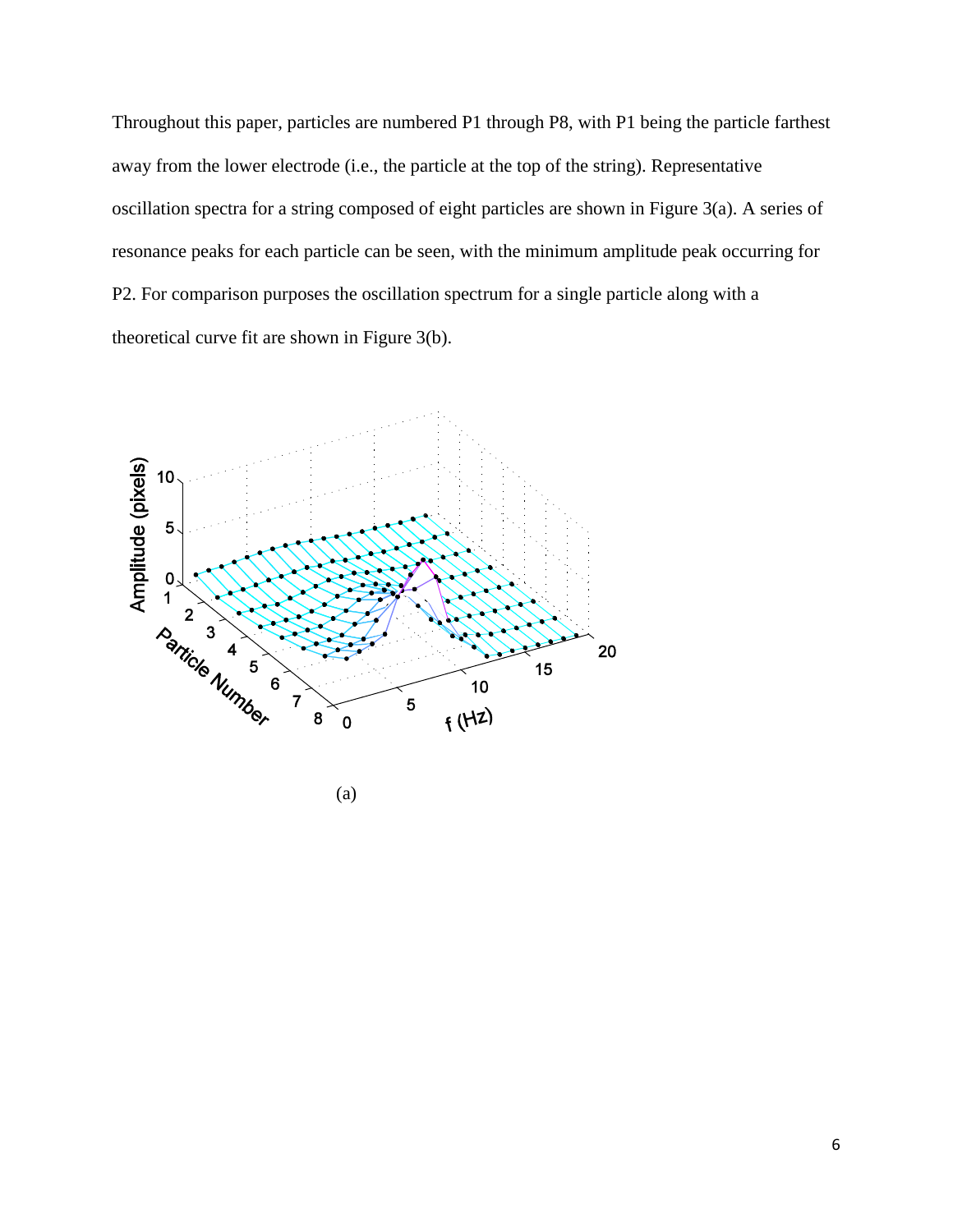Throughout this paper, particles are numbered P1 through P8, with P1 being the particle farthest away from the lower electrode (i.e., the particle at the top of the string). Representative oscillation spectra for a string composed of eight particles are shown in Figure 3(a). A series of resonance peaks for each particle can be seen, with the minimum amplitude peak occurring for P2. For comparison purposes the oscillation spectrum for a single particle along with a theoretical curve fit are shown in Figure 3(b).

(a)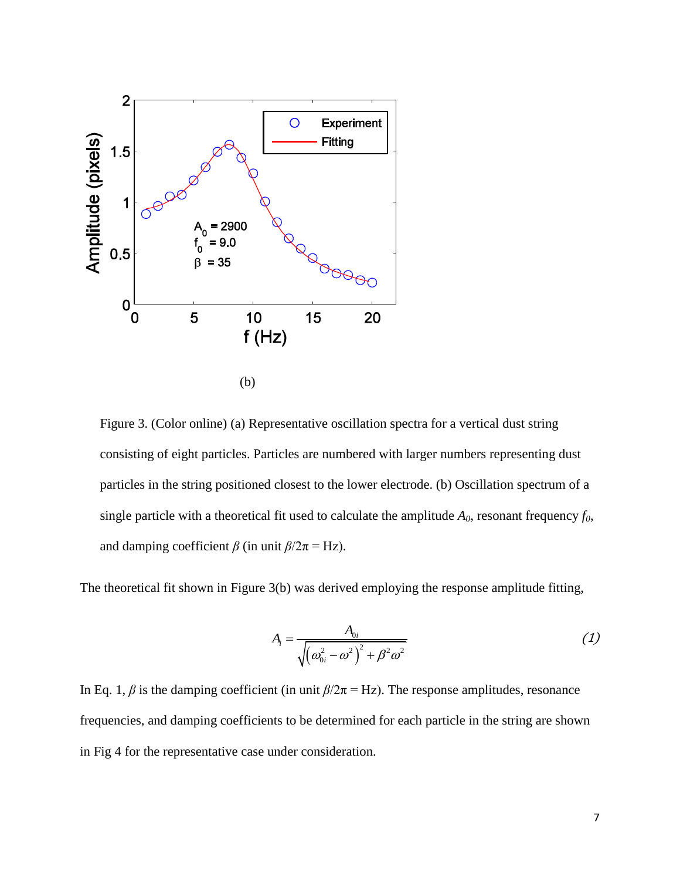(b)

Figure 3. (Color online) (a) Representative oscillation spectra for a vertical dust string consisting of eight particles. Particles are numbered with larger numbers representing dust particles in the string positioned closest to the lower electrode. (b) Oscillation spectrum of a single particle with a theoretical fit used to calculate the amplitude $A_0$, resonant frequency $f_0$, and damping coefficient $\beta$ (in unit $\beta/2\pi$ = Hz).

The theoretical fit shown in Figure 3(b) was derived employing the response amplitude fitting,

$$A_i = \frac{A_{0i}}{\sqrt{\left(\omega_{0i}^2 - \omega^2\right)^2 + \beta^2\omega^2}} \tag{1}$$

In Eq. 1, $\beta$ is the damping coefficient (in unit $\beta/2\pi$ = Hz). The response amplitudes, resonance frequencies, and damping coefficients to be determined for each particle in the string are shown in Fig 4 for the representative case under consideration.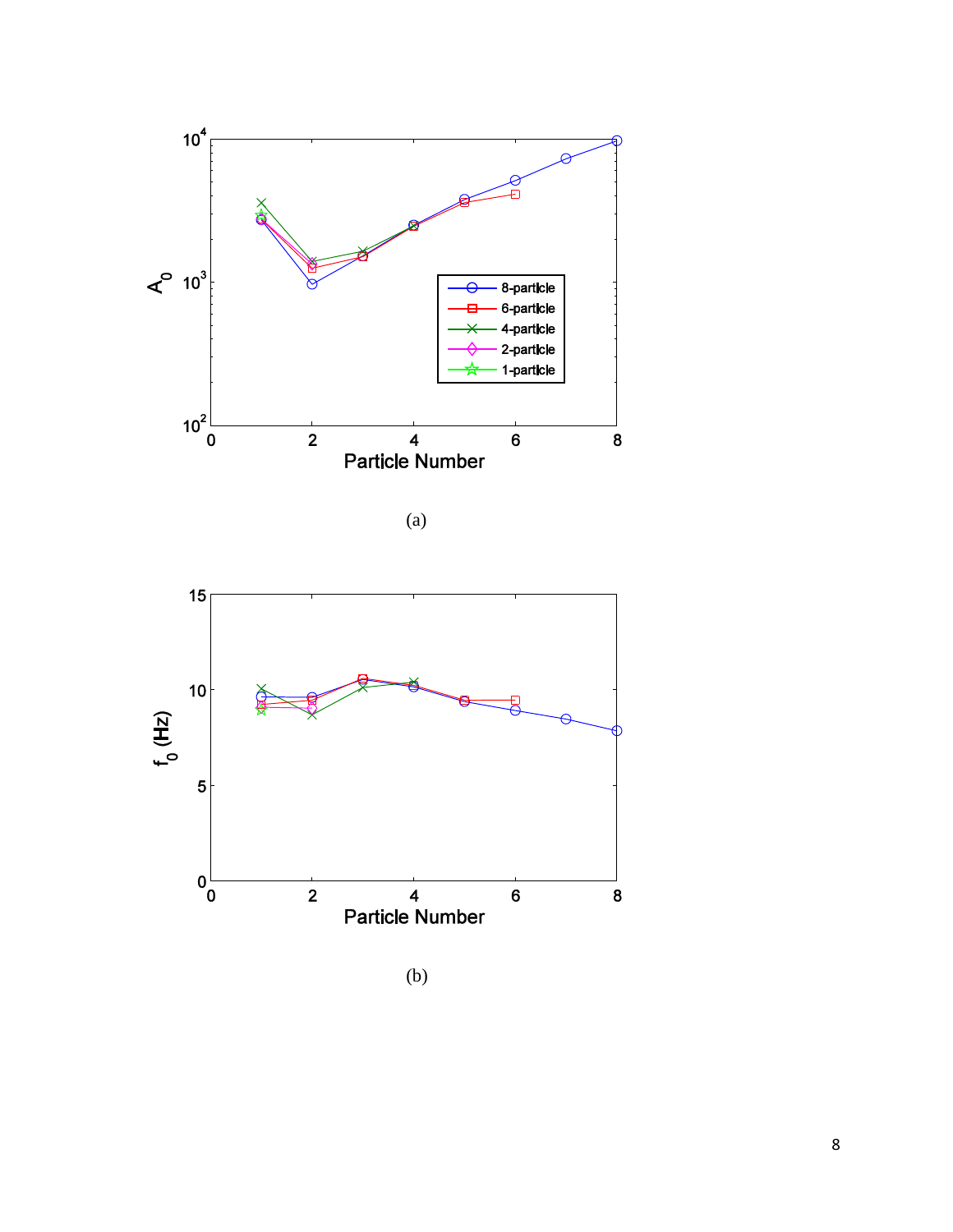(a)

(b)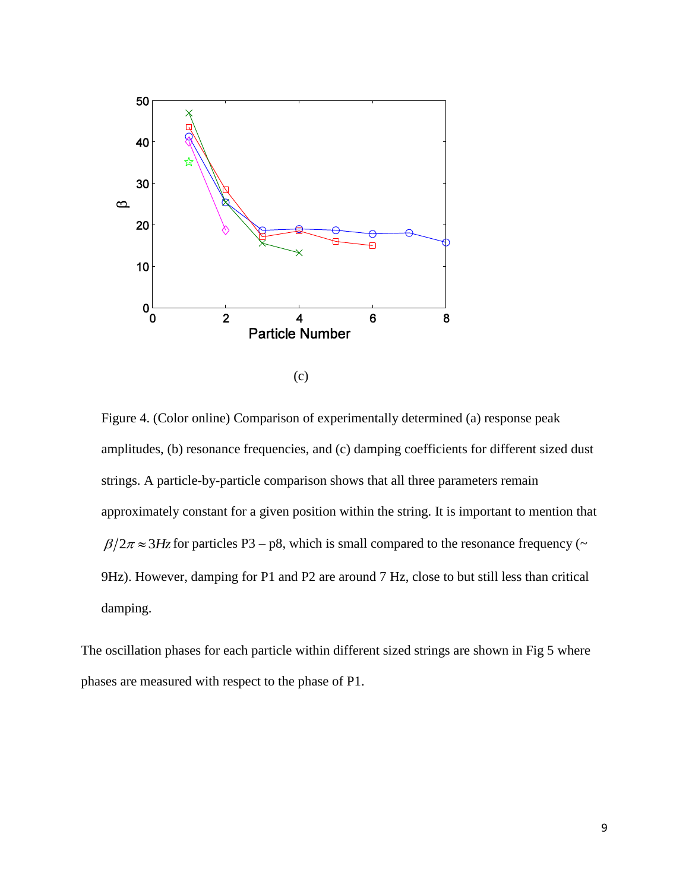(c)

Figure 4. (Color online) Comparison of experimentally determined (a) response peak amplitudes, (b) resonance frequencies, and (c) damping coefficients for different sized dust strings. A particle-by-particle comparison shows that all three parameters remain approximately constant for a given position within the string. It is important to mention that $\beta/2\pi \approx 3Hz$ for particles P3 – p8, which is small compared to the resonance frequency (~ 9Hz). However, damping for P1 and P2 are around 7 Hz, close to but still less than critical damping.

The oscillation phases for each particle within different sized strings are shown in Fig 5 where phases are measured with respect to the phase of P1.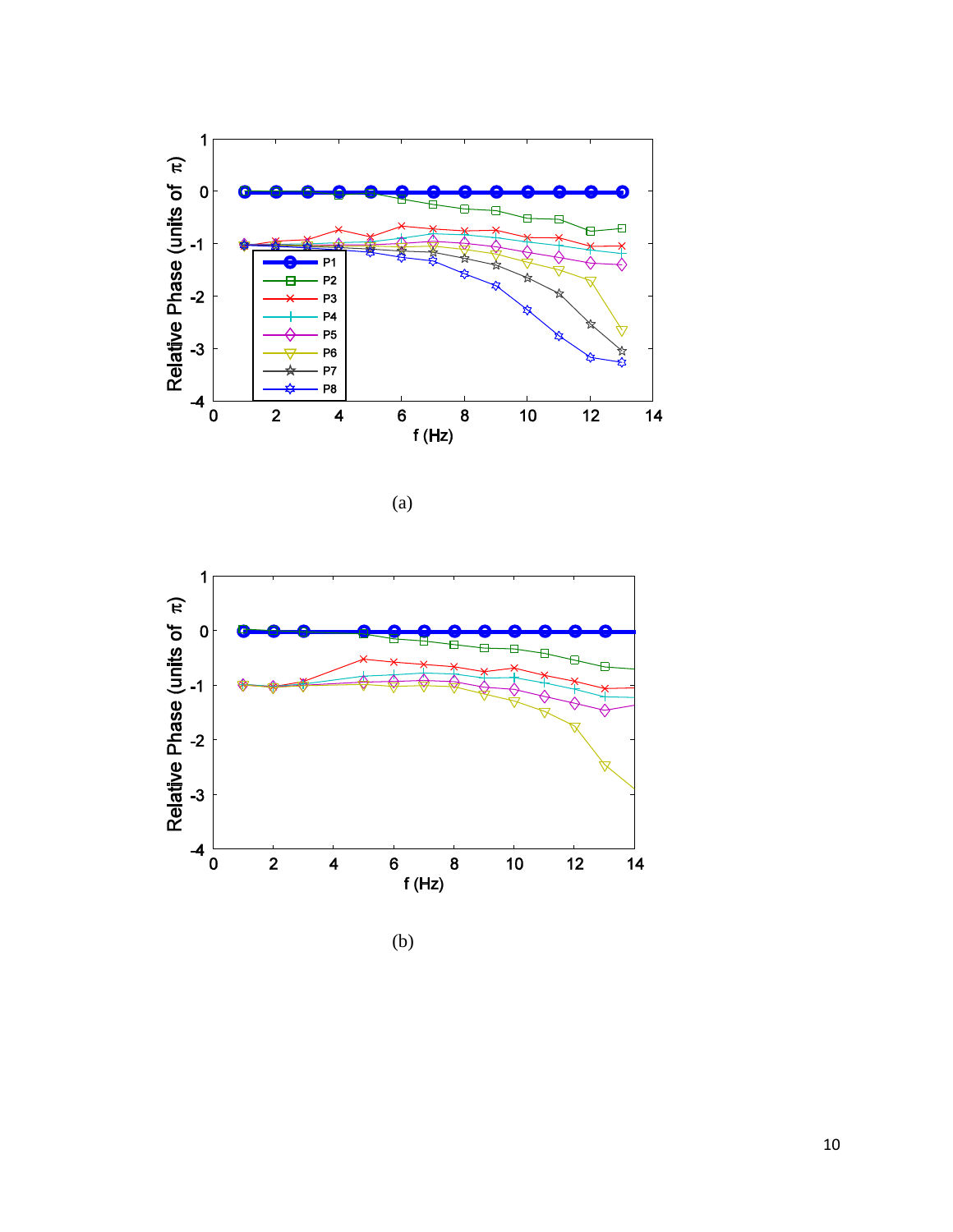(a)

(b)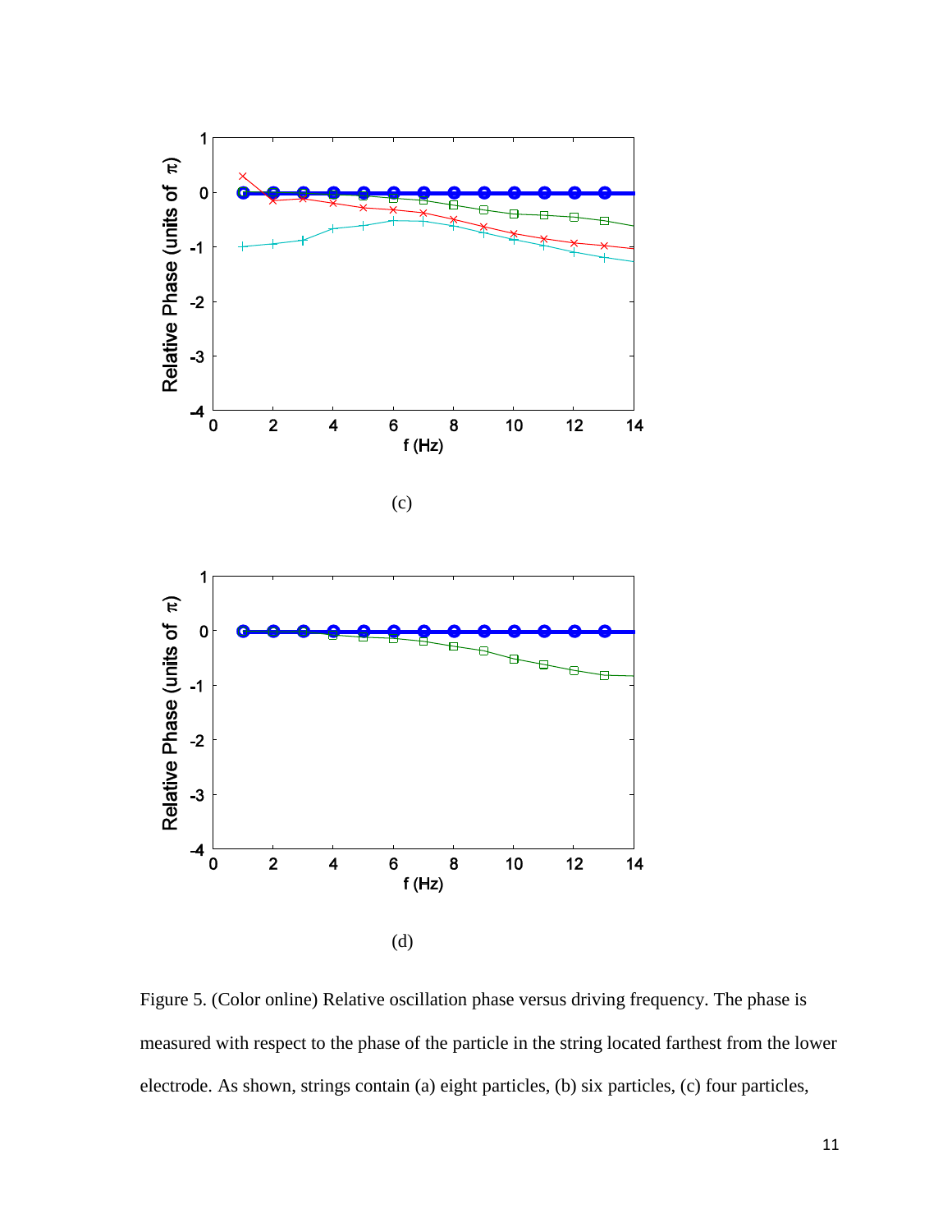(c)

(d)

Figure 5. (Color online) Relative oscillation phase versus driving frequency. The phase is measured with respect to the phase of the particle in the string located farthest from the lower electrode. As shown, strings contain (a) eight particles, (b) six particles, (c) four particles,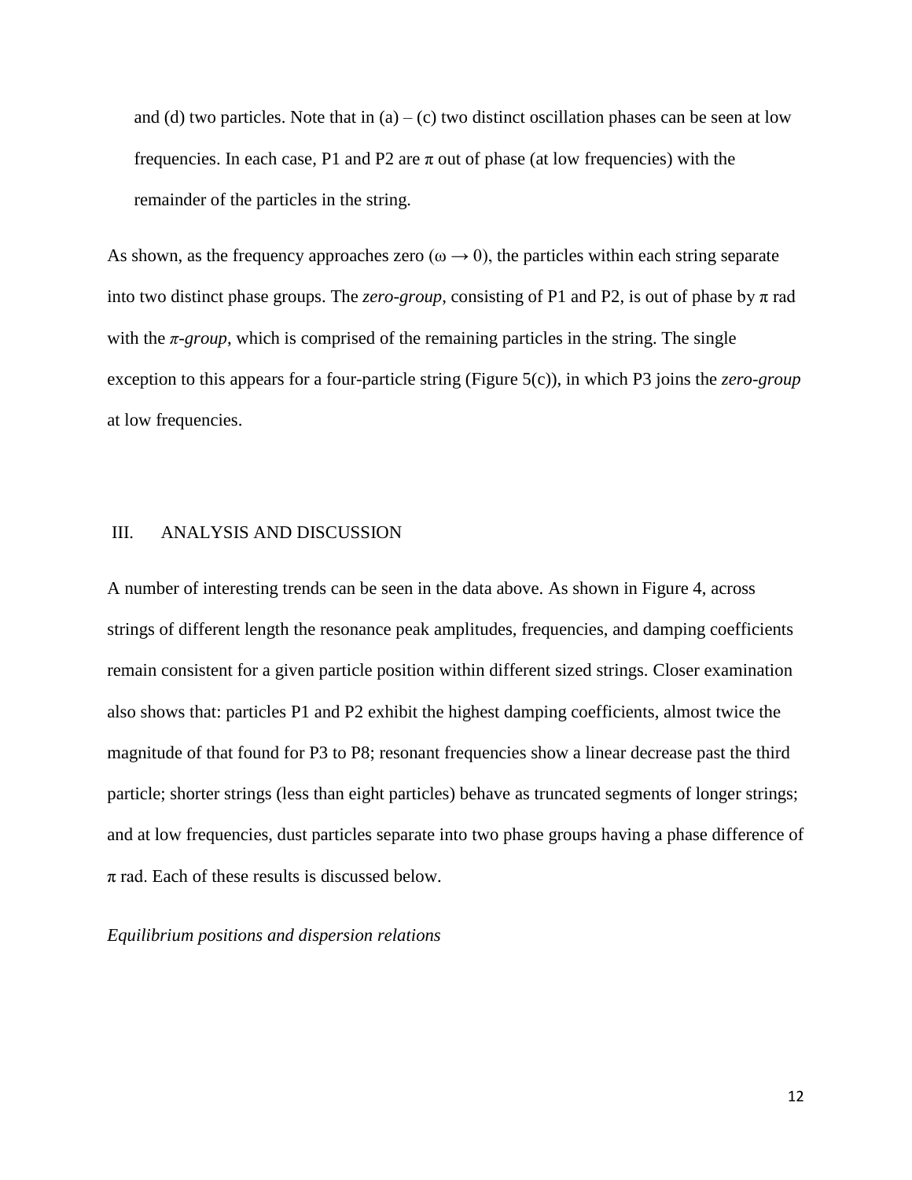and (d) two particles. Note that in (a) – (c) two distinct oscillation phases can be seen at low frequencies. In each case, P1 and P2 are π out of phase (at low frequencies) with the remainder of the particles in the string.

As shown, as the frequency approaches zero ($\omega \rightarrow 0$), the particles within each string separate into two distinct phase groups. The *zero-group*, consisting of P1 and P2, is out of phase by π rad with the *π-group*, which is comprised of the remaining particles in the string. The single exception to this appears for a four-particle string (Figure 5(c)), in which P3 joins the *zero-group* at low frequencies.

## III. ANALYSIS AND DISCUSSION

A number of interesting trends can be seen in the data above. As shown in Figure 4, across strings of different length the resonance peak amplitudes, frequencies, and damping coefficients remain consistent for a given particle position within different sized strings. Closer examination also shows that: particles P1 and P2 exhibit the highest damping coefficients, almost twice the magnitude of that found for P3 to P8; resonant frequencies show a linear decrease past the third particle; shorter strings (less than eight particles) behave as truncated segments of longer strings; and at low frequencies, dust particles separate into two phase groups having a phase difference of π rad. Each of these results is discussed below.

*Equilibrium positions and dispersion relations*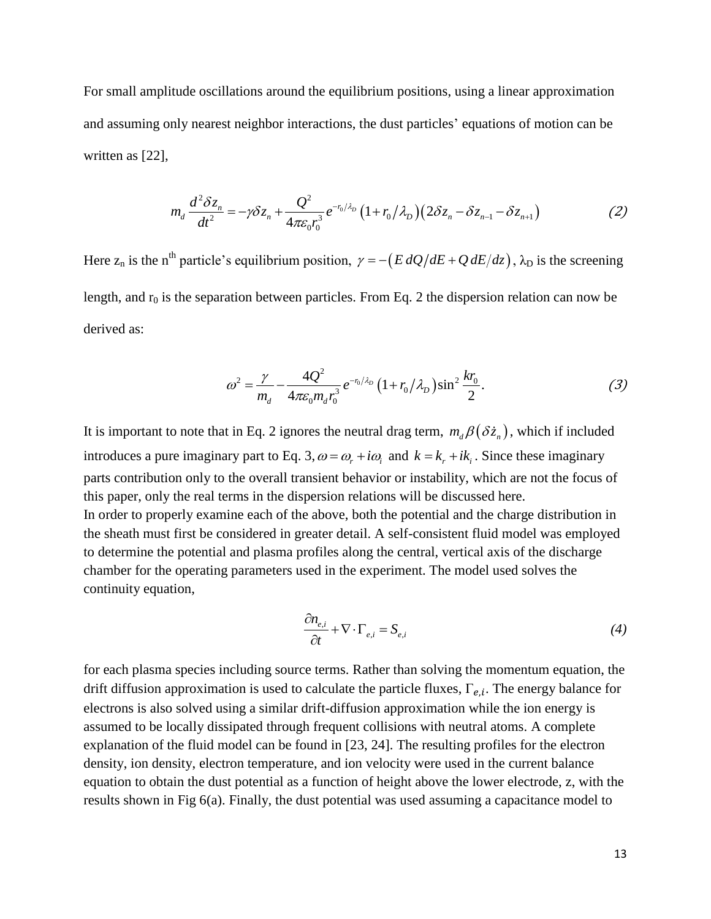For small amplitude oscillations around the equilibrium positions, using a linear approximation and assuming only nearest neighbor interactions, the dust particles' equations of motion can be written as [22],

$$m_d \frac{d^2 \delta z_n}{dt^2} = -\gamma \delta z_n + \frac{Q^2}{4\pi\varepsilon_0 r_0^3} e^{-r_0/\lambda_D} \left(1 + r_0/\lambda_D\right)\left(2\delta z_n - \delta z_{n-1} - \delta z_{n+1}\right) \tag{2}$$

Here $z_n$ is the $n^{th}$ particle's equilibrium position, $\gamma = -\left(E\, dQ/dE + Q\, dE/dz\right)$, $\lambda_D$ is the screening length, and $r_0$ is the separation between particles. From Eq. 2 the dispersion relation can now be derived as:

$$\omega^2 = \frac{\gamma}{m_d} - \frac{4Q^2}{4\pi\varepsilon_0 m_d r_0^3} e^{-r_0/\lambda_D} \left(1 + r_0/\lambda_D\right) \sin^2 \frac{k r_0}{2}. \tag{3}$$

It is important to note that in Eq. 2 ignores the neutral drag term, $m_d \beta\left(\delta \dot{z}_n\right)$, which if included introduces a pure imaginary part to Eq. 3, $\omega = \omega_r + i\omega_i$ and $k = k_r + ik_i$. Since these imaginary parts contribution only to the overall transient behavior or instability, which are not the focus of this paper, only the real terms in the dispersion relations will be discussed here.

In order to properly examine each of the above, both the potential and the charge distribution in the sheath must first be considered in greater detail. A self-consistent fluid model was employed to determine the potential and plasma profiles along the central, vertical axis of the discharge chamber for the operating parameters used in the experiment. The model used solves the continuity equation,

$$\frac{\partial n_{e,i}}{\partial t} + \nabla \cdot \Gamma_{e,i} = S_{e,i} \tag{4}$$

for each plasma species including source terms. Rather than solving the momentum equation, the drift diffusion approximation is used to calculate the particle fluxes, $\Gamma_{e,i}$. The energy balance for electrons is also solved using a similar drift-diffusion approximation while the ion energy is assumed to be locally dissipated through frequent collisions with neutral atoms. A complete explanation of the fluid model can be found in [23, 24]. The resulting profiles for the electron density, ion density, electron temperature, and ion velocity were used in the current balance equation to obtain the dust potential as a function of height above the lower electrode, z, with the results shown in Fig 6(a). Finally, the dust potential was used assuming a capacitance model to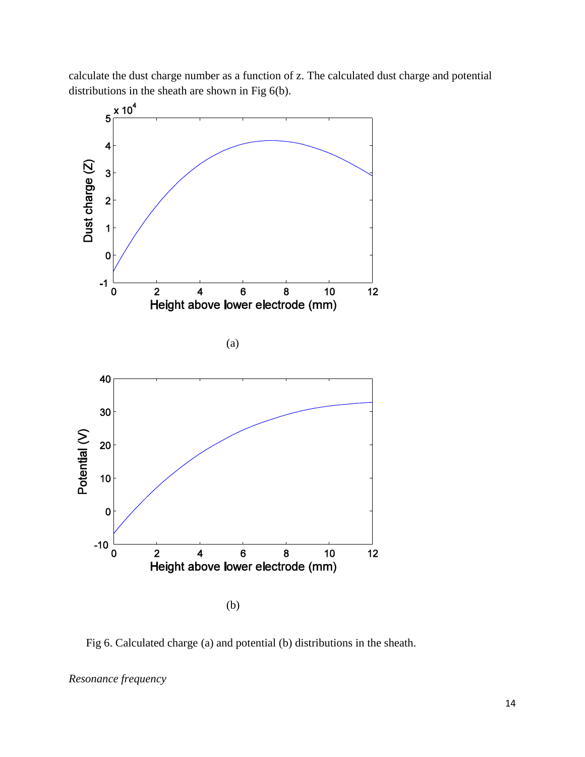calculate the dust charge number as a function of z. The calculated dust charge and potential distributions in the sheath are shown in Fig 6(b).

(a)

(b)

Fig 6. Calculated charge (a) and potential (b) distributions in the sheath.

*Resonance frequency*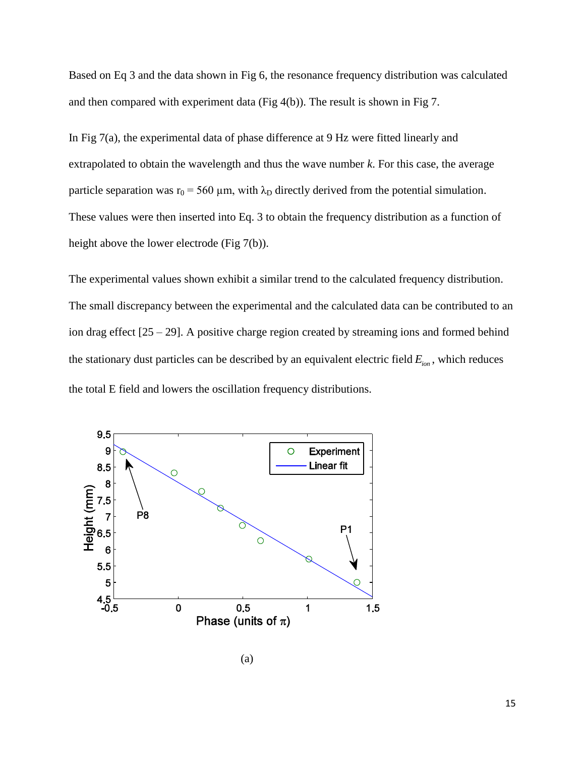Based on Eq 3 and the data shown in Fig 6, the resonance frequency distribution was calculated and then compared with experiment data (Fig 4(b)). The result is shown in Fig 7.

In Fig 7(a), the experimental data of phase difference at 9 Hz were fitted linearly and extrapolated to obtain the wavelength and thus the wave number *k*. For this case, the average particle separation was $r_0 = 560$ μm, with $\lambda_D$ directly derived from the potential simulation. These values were then inserted into Eq. 3 to obtain the frequency distribution as a function of height above the lower electrode (Fig 7(b)).

The experimental values shown exhibit a similar trend to the calculated frequency distribution. The small discrepancy between the experimental and the calculated data can be contributed to an ion drag effect [25 – 29]. A positive charge region created by streaming ions and formed behind the stationary dust particles can be described by an equivalent electric field $E_{ion}$, which reduces the total E field and lowers the oscillation frequency distributions.

(a)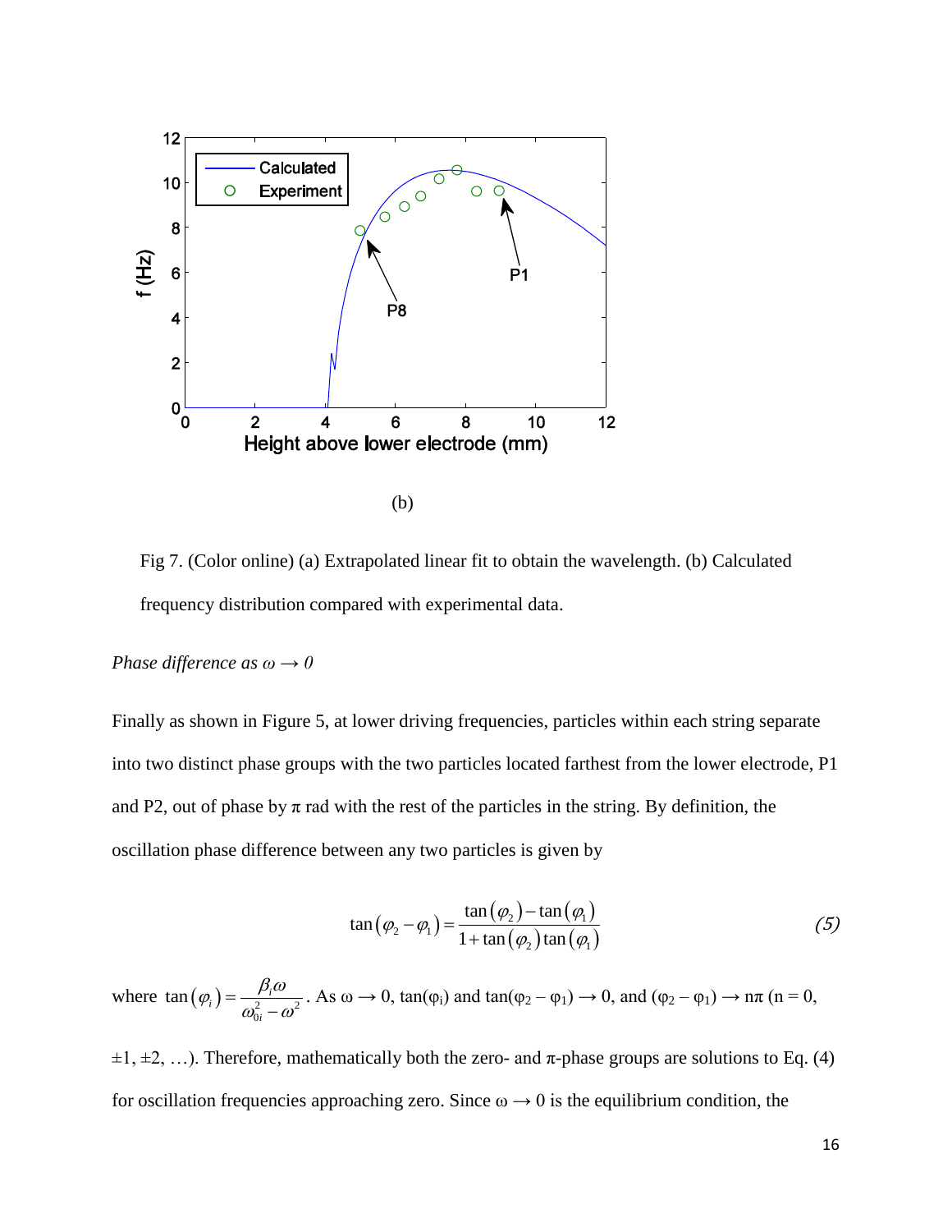(b)

Fig 7. (Color online) (a) Extrapolated linear fit to obtain the wavelength. (b) Calculated frequency distribution compared with experimental data.

*Phase difference as $\omega \rightarrow 0$*

Finally as shown in Figure 5, at lower driving frequencies, particles within each string separate into two distinct phase groups with the two particles located farthest from the lower electrode, P1 and P2, out of phase by π rad with the rest of the particles in the string. By definition, the oscillation phase difference between any two particles is given by

$$\tan\left(\varphi_2 - \varphi_1\right) = \frac{\tan\left(\varphi_2\right) - \tan\left(\varphi_1\right)}{1 + \tan\left(\varphi_2\right)\tan\left(\varphi_1\right)} \tag{5}$$

where $\tan\left(\varphi_i\right) = \dfrac{\beta_i \omega}{\omega_{0i}^2 - \omega^2}$. As $\omega \rightarrow 0$, $\tan(\varphi_i)$ and $\tan(\varphi_2 - \varphi_1) \rightarrow 0$, and $(\varphi_2 - \varphi_1) \rightarrow n\pi$ ($n = 0, \pm1, \pm2, \ldots$). Therefore, mathematically both the zero- and π-phase groups are solutions to Eq. (4) for oscillation frequencies approaching zero. Since $\omega \rightarrow 0$ is the equilibrium condition, the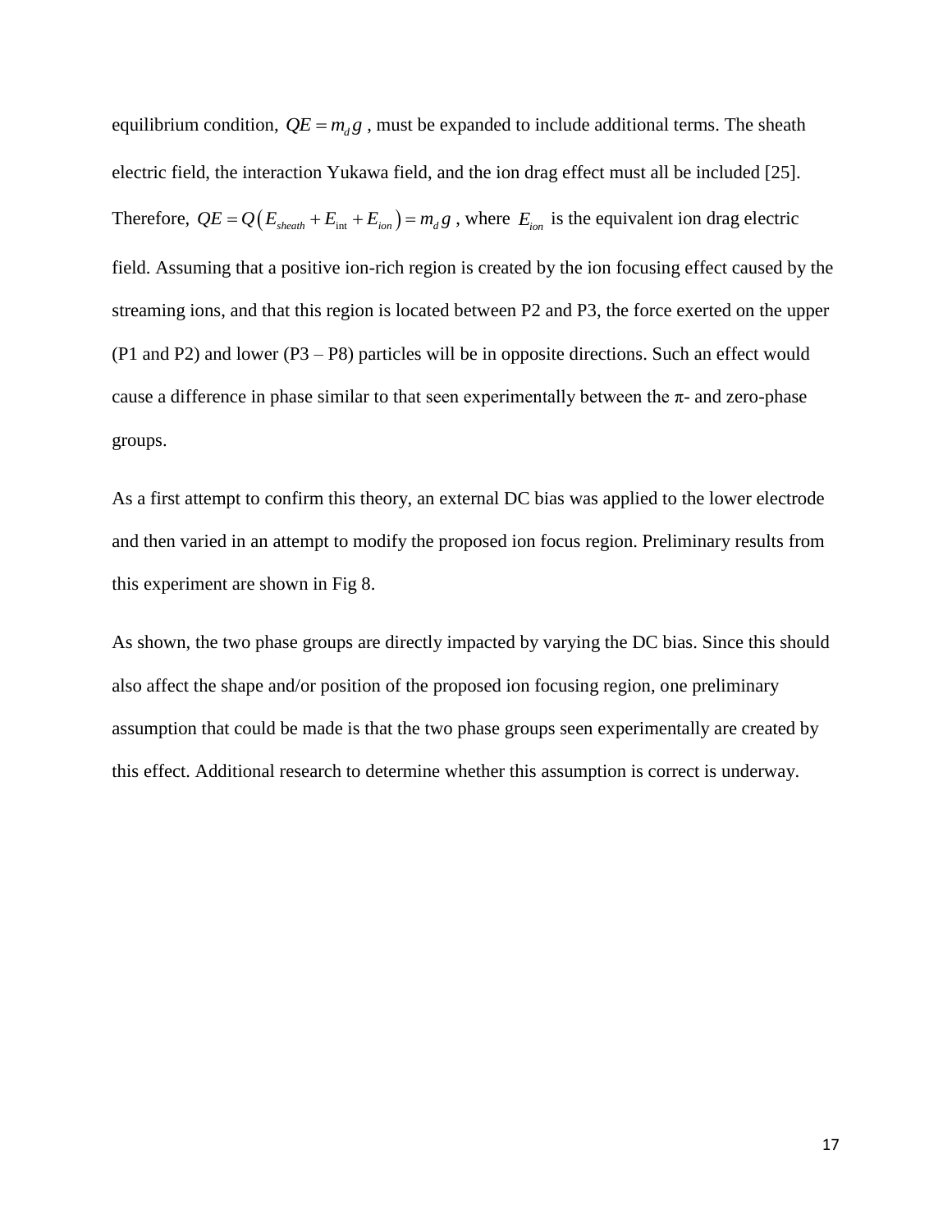equilibrium condition, $QE = m_d g$ , must be expanded to include additional terms. The sheath electric field, the interaction Yukawa field, and the ion drag effect must all be included [25]. Therefore, $QE = Q\left(E_{sheath} + E_{\text{int}} + E_{ion}\right) = m_d g$ , where $E_{ion}$ is the equivalent ion drag electric field. Assuming that a positive ion-rich region is created by the ion focusing effect caused by the streaming ions, and that this region is located between P2 and P3, the force exerted on the upper (P1 and P2) and lower (P3 – P8) particles will be in opposite directions. Such an effect would cause a difference in phase similar to that seen experimentally between the π- and zero-phase groups.

As a first attempt to confirm this theory, an external DC bias was applied to the lower electrode and then varied in an attempt to modify the proposed ion focus region. Preliminary results from this experiment are shown in Fig 8.

As shown, the two phase groups are directly impacted by varying the DC bias. Since this should also affect the shape and/or position of the proposed ion focusing region, one preliminary assumption that could be made is that the two phase groups seen experimentally are created by this effect. Additional research to determine whether this assumption is correct is underway.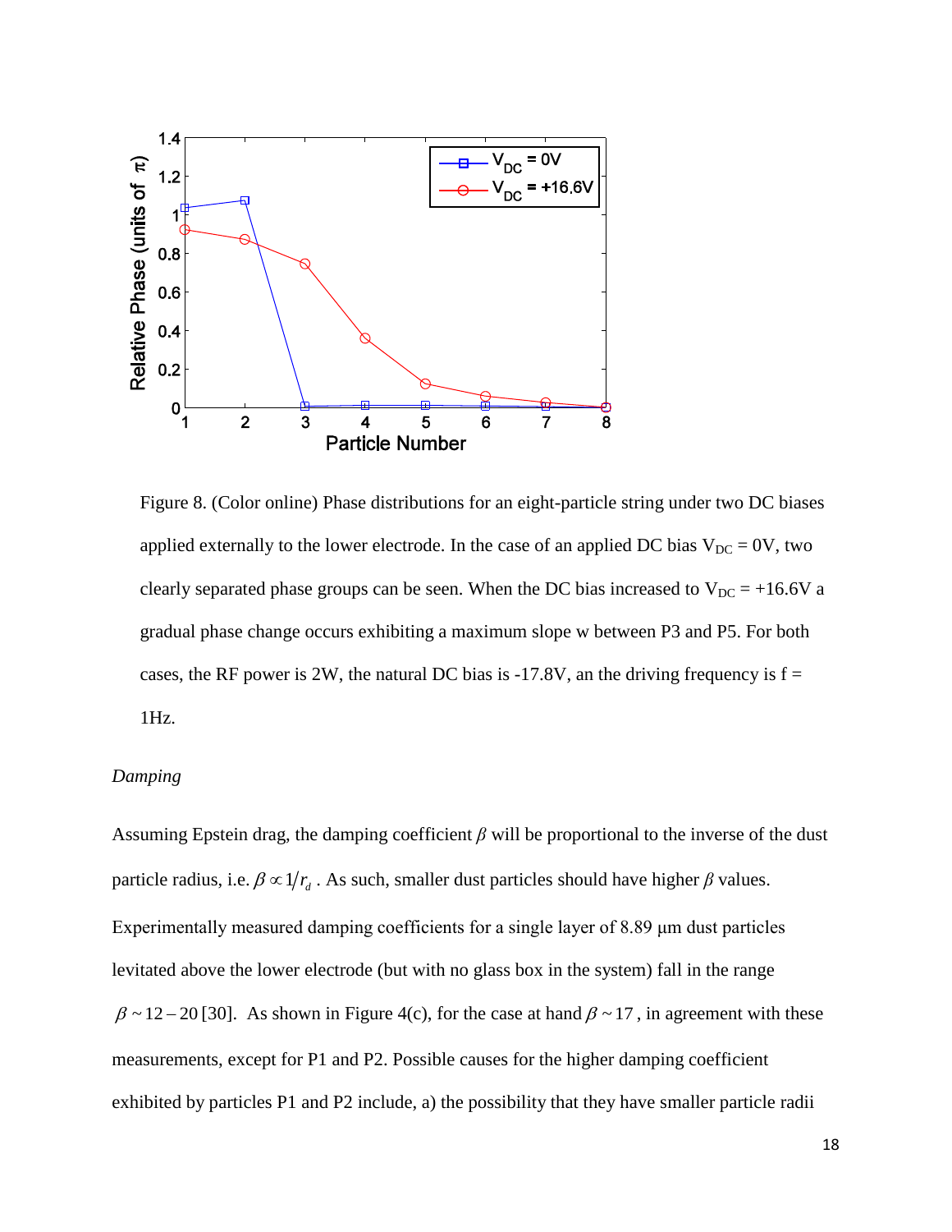Figure 8. (Color online) Phase distributions for an eight-particle string under two DC biases applied externally to the lower electrode. In the case of an applied DC bias $V_{DC}$ = 0V, two clearly separated phase groups can be seen. When the DC bias increased to $V_{DC}$ = +16.6V a gradual phase change occurs exhibiting a maximum slope w between P3 and P5. For both cases, the RF power is 2W, the natural DC bias is -17.8V, an the driving frequency is f = 1Hz.

*Damping*

Assuming Epstein drag, the damping coefficient $\beta$ will be proportional to the inverse of the dust particle radius, i.e. $\beta \propto 1/r_d$ . As such, smaller dust particles should have higher $\beta$ values. Experimentally measured damping coefficients for a single layer of 8.89 μm dust particles levitated above the lower electrode (but with no glass box in the system) fall in the range $\beta \sim 12 - 20$ [30]. As shown in Figure 4(c), for the case at hand $\beta \sim 17$ , in agreement with these measurements, except for P1 and P2. Possible causes for the higher damping coefficient exhibited by particles P1 and P2 include, a) the possibility that they have smaller particle radii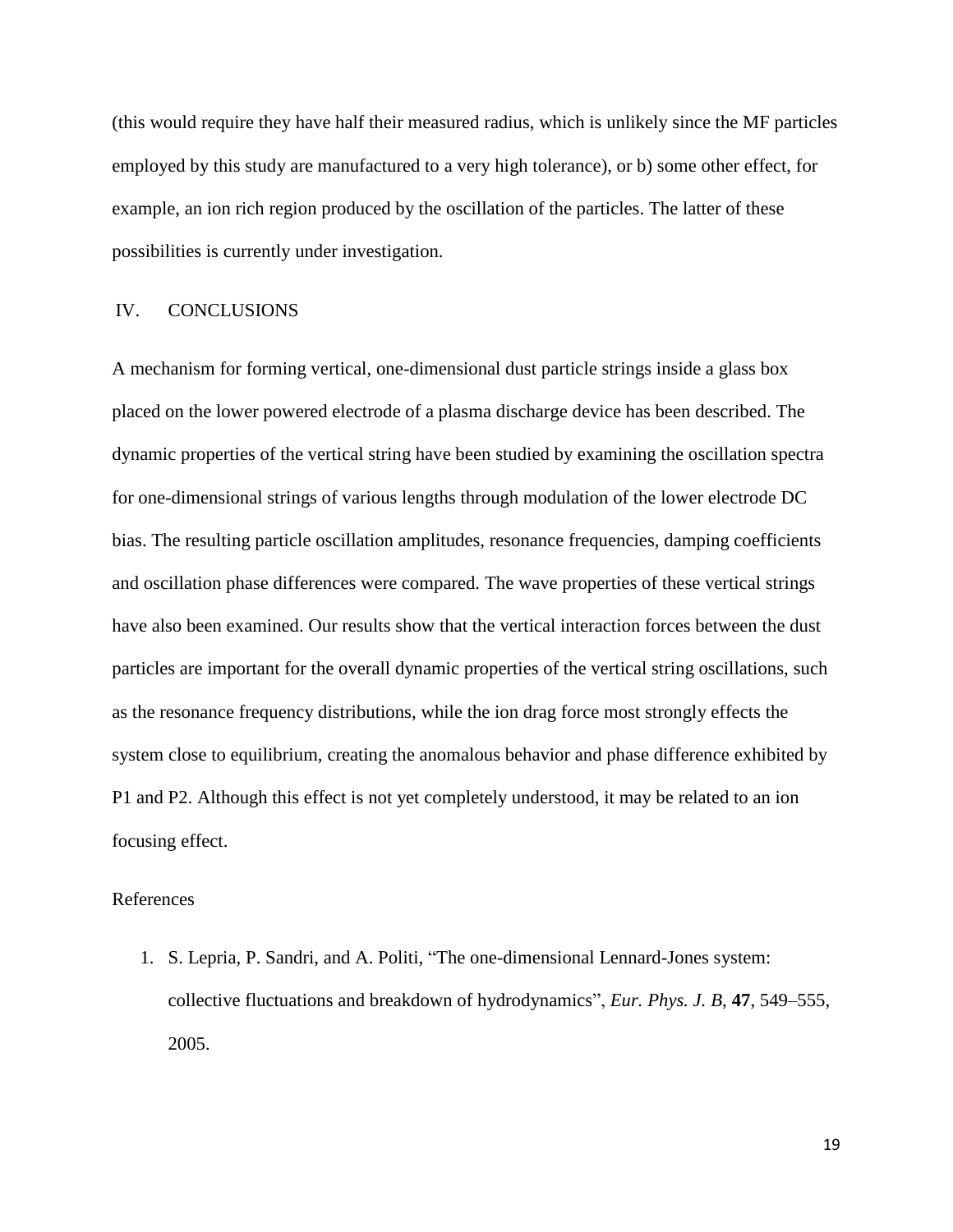(this would require they have half their measured radius, which is unlikely since the MF particles employed by this study are manufactured to a very high tolerance), or b) some other effect, for example, an ion rich region produced by the oscillation of the particles. The latter of these possibilities is currently under investigation.

## IV. CONCLUSIONS

A mechanism for forming vertical, one-dimensional dust particle strings inside a glass box placed on the lower powered electrode of a plasma discharge device has been described. The dynamic properties of the vertical string have been studied by examining the oscillation spectra for one-dimensional strings of various lengths through modulation of the lower electrode DC bias. The resulting particle oscillation amplitudes, resonance frequencies, damping coefficients and oscillation phase differences were compared. The wave properties of these vertical strings have also been examined. Our results show that the vertical interaction forces between the dust particles are important for the overall dynamic properties of the vertical string oscillations, such as the resonance frequency distributions, while the ion drag force most strongly effects the system close to equilibrium, creating the anomalous behavior and phase difference exhibited by P1 and P2. Although this effect is not yet completely understood, it may be related to an ion focusing effect.

References

1. S. Lepria, P. Sandri, and A. Politi, "The one-dimensional Lennard-Jones system: collective fluctuations and breakdown of hydrodynamics", *Eur. Phys. J. B*, **47**, 549–555, 2005.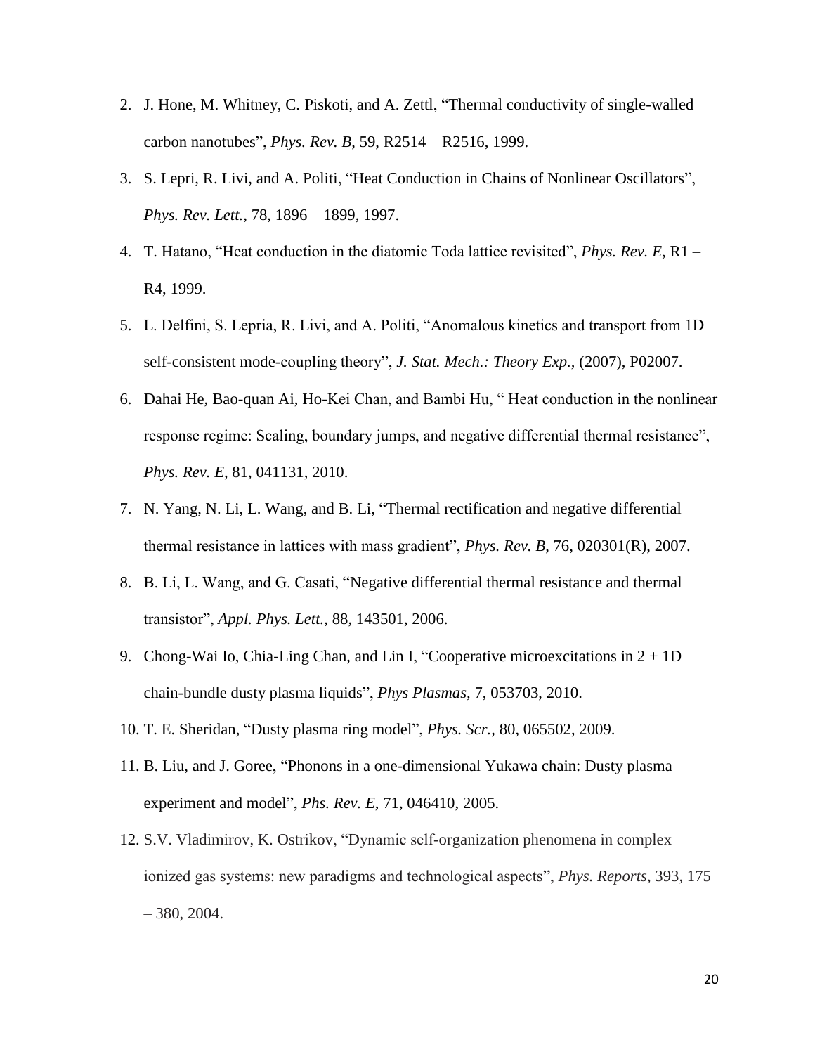2. J. Hone, M. Whitney, C. Piskoti, and A. Zettl, “Thermal conductivity of single-walled carbon nanotubes”, *Phys. Rev. B*, 59, R2514 – R2516, 1999.
3. S. Lepri, R. Livi, and A. Politi, “Heat Conduction in Chains of Nonlinear Oscillators”, *Phys. Rev. Lett.*, 78, 1896 – 1899, 1997.
4. T. Hatano, “Heat conduction in the diatomic Toda lattice revisited”, *Phys. Rev. E*, R1 – R4, 1999.
5. L. Delfini, S. Lepria, R. Livi, and A. Politi, “Anomalous kinetics and transport from 1D self-consistent mode-coupling theory”, *J. Stat. Mech.: Theory Exp.,* (2007), P02007.
6. Dahai He, Bao-quan Ai, Ho-Kei Chan, and Bambi Hu, “ Heat conduction in the nonlinear response regime: Scaling, boundary jumps, and negative differential thermal resistance”, *Phys. Rev. E*, 81, 041131, 2010.
7. N. Yang, N. Li, L. Wang, and B. Li, “Thermal rectification and negative differential thermal resistance in lattices with mass gradient”, *Phys. Rev. B,* 76, 020301(R), 2007.
8. B. Li, L. Wang, and G. Casati, “Negative differential thermal resistance and thermal transistor”, *Appl. Phys. Lett.,* 88, 143501, 2006.
9. Chong-Wai Io, Chia-Ling Chan, and Lin I, “Cooperative microexcitations in 2 + 1D chain-bundle dusty plasma liquids”, *Phys Plasmas,* 7, 053703, 2010.
10. T. E. Sheridan, “Dusty plasma ring model”, *Phys. Scr.,* 80, 065502, 2009.
11. B. Liu, and J. Goree, “Phonons in a one-dimensional Yukawa chain: Dusty plasma experiment and model”, *Phs. Rev. E*, 71, 046410, 2005.
12. S.V. Vladimirov, K. Ostrikov, “Dynamic self-organization phenomena in complex ionized gas systems: new paradigms and technological aspects”, *Phys. Reports*, 393, 175 – 380, 2004.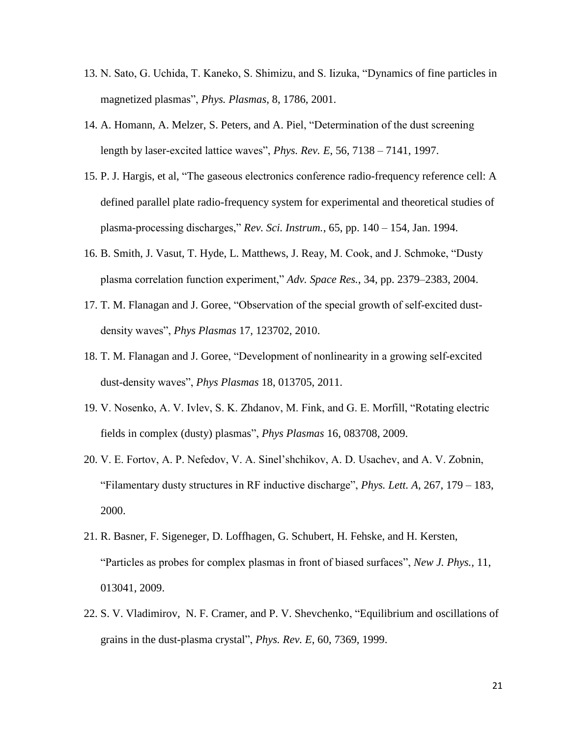13. N. Sato, G. Uchida, T. Kaneko, S. Shimizu, and S. Iizuka, "Dynamics of fine particles in magnetized plasmas", *Phys. Plasmas*, 8, 1786, 2001.
14. A. Homann, A. Melzer, S. Peters, and A. Piel, "Determination of the dust screening length by laser-excited lattice waves", *Phys. Rev. E*, 56, 7138 – 7141, 1997.
15. P. J. Hargis, et al, "The gaseous electronics conference radio-frequency reference cell: A defined parallel plate radio-frequency system for experimental and theoretical studies of plasma-processing discharges," *Rev. Sci. Instrum.*, 65, pp. 140 – 154, Jan. 1994.
16. B. Smith, J. Vasut, T. Hyde, L. Matthews, J. Reay, M. Cook, and J. Schmoke, "Dusty plasma correlation function experiment," *Adv. Space Res.*, 34, pp. 2379–2383, 2004.
17. T. M. Flanagan and J. Goree, "Observation of the special growth of self-excited dust-density waves", *Phys Plasmas* 17, 123702, 2010.
18. T. M. Flanagan and J. Goree, "Development of nonlinearity in a growing self-excited dust-density waves", *Phys Plasmas* 18, 013705, 2011.
19. V. Nosenko, A. V. Ivlev, S. K. Zhdanov, M. Fink, and G. E. Morfill, "Rotating electric fields in complex (dusty) plasmas", *Phys Plasmas* 16, 083708, 2009.
20. V. E. Fortov, A. P. Nefedov, V. A. Sinel'shchikov, A. D. Usachev, and A. V. Zobnin, "Filamentary dusty structures in RF inductive discharge", *Phys. Lett. A*, 267, 179 – 183, 2000.
21. R. Basner, F. Sigeneger, D. Loffhagen, G. Schubert, H. Fehske, and H. Kersten, "Particles as probes for complex plasmas in front of biased surfaces", *New J. Phys.*, 11, 013041, 2009.
22. S. V. Vladimirov, N. F. Cramer, and P. V. Shevchenko, "Equilibrium and oscillations of grains in the dust-plasma crystal", *Phys. Rev. E*, 60, 7369, 1999.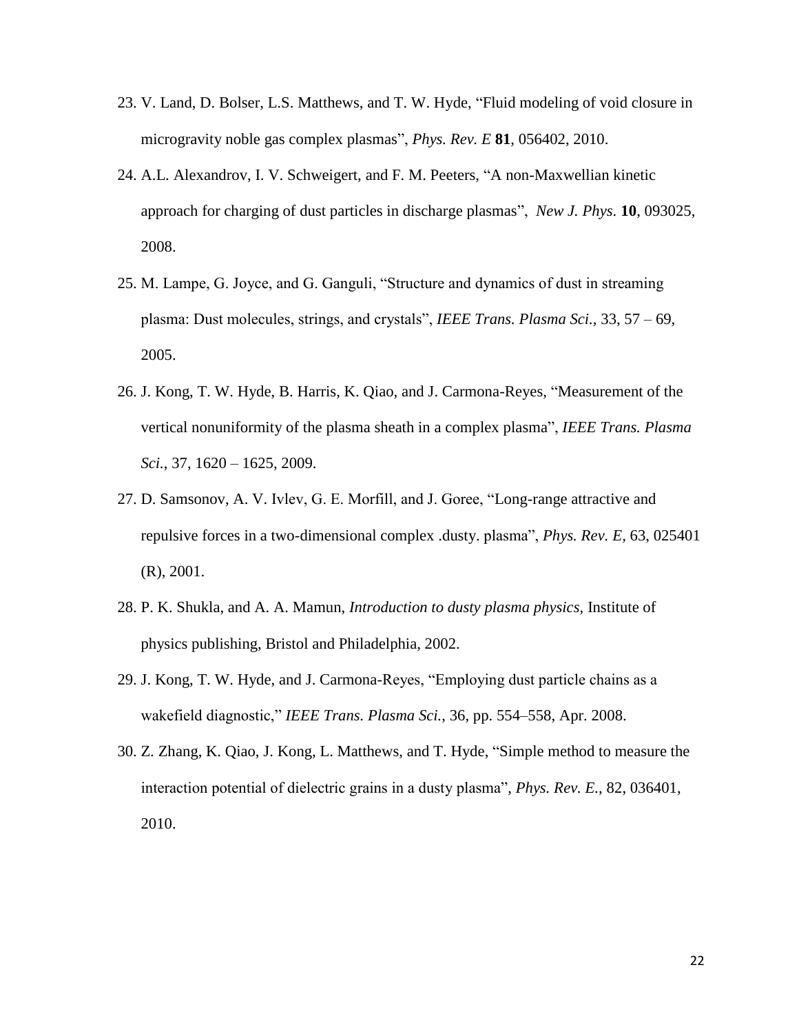23. V. Land, D. Bolser, L.S. Matthews, and T. W. Hyde, "Fluid modeling of void closure in microgravity noble gas complex plasmas", *Phys. Rev. E* **81**, 056402, 2010.

24. A.L. Alexandrov, I. V. Schweigert, and F. M. Peeters, "A non-Maxwellian kinetic approach for charging of dust particles in discharge plasmas", *New J. Phys.* **10**, 093025, 2008.

25. M. Lampe, G. Joyce, and G. Ganguli, "Structure and dynamics of dust in streaming plasma: Dust molecules, strings, and crystals", *IEEE Trans. Plasma Sci.*, 33, 57 – 69, 2005.

26. J. Kong, T. W. Hyde, B. Harris, K. Qiao, and J. Carmona-Reyes, "Measurement of the vertical nonuniformity of the plasma sheath in a complex plasma", *IEEE Trans. Plasma Sci.*, 37, 1620 – 1625, 2009.

27. D. Samsonov, A. V. Ivlev, G. E. Morfill, and J. Goree, "Long-range attractive and repulsive forces in a two-dimensional complex .dusty. plasma", *Phys. Rev. E,* 63, 025401 (R), 2001.

28. P. K. Shukla, and A. A. Mamun, *Introduction to dusty plasma physics*, Institute of physics publishing, Bristol and Philadelphia, 2002.

29. J. Kong, T. W. Hyde, and J. Carmona-Reyes, "Employing dust particle chains as a wakefield diagnostic," *IEEE Trans. Plasma Sci.*, 36, pp. 554–558, Apr. 2008.

30. Z. Zhang, K. Qiao, J. Kong, L. Matthews, and T. Hyde, "Simple method to measure the interaction potential of dielectric grains in a dusty plasma", *Phys. Rev. E.*, 82, 036401, 2010.